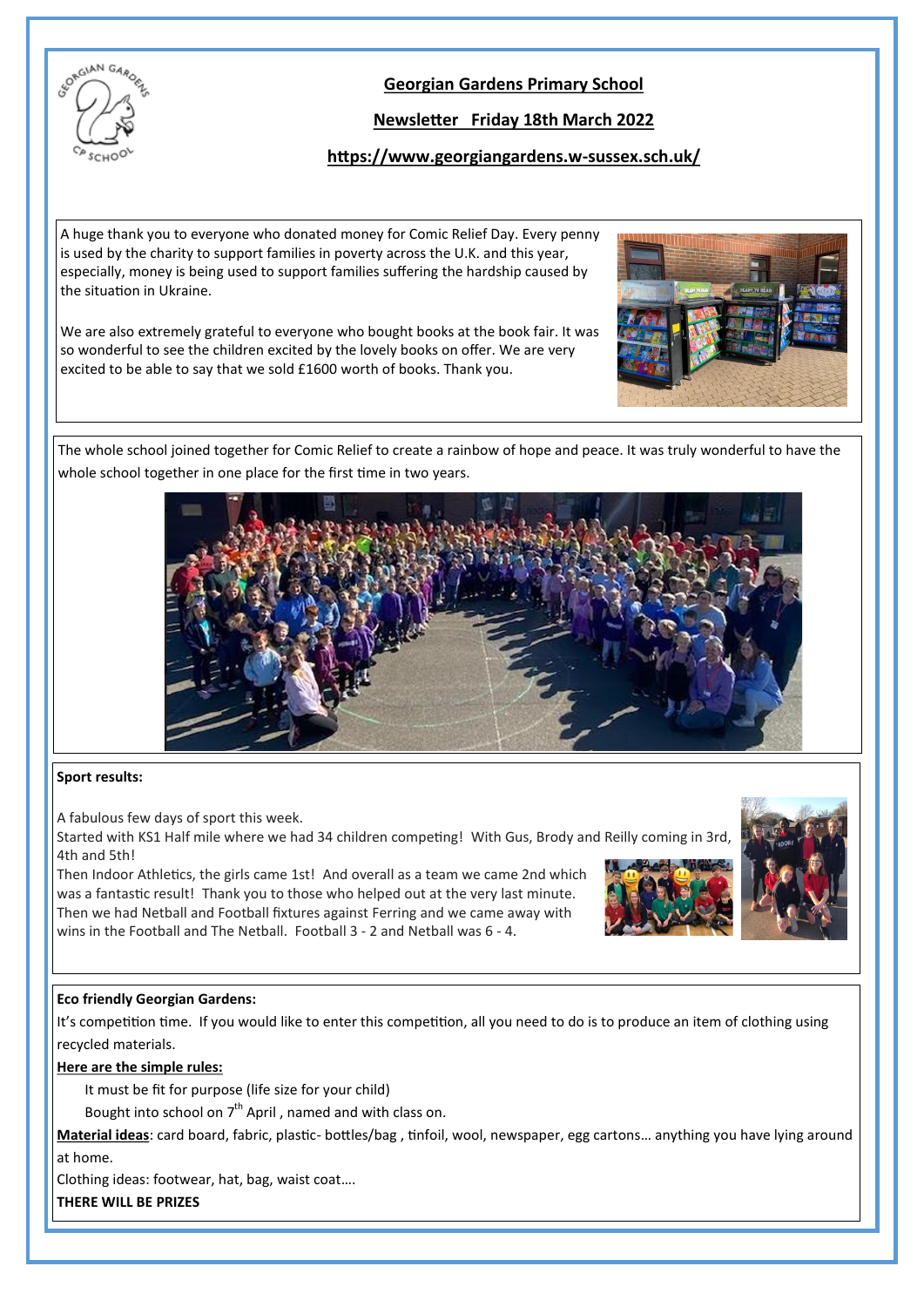# Georgian Gardens Primary School

## Newsletter Friday 18th March 2022

**https://www.georgiangardens.w-sussex.sch.uk/**

A huge thank you to everyone who donated money for Comic Relief Day. Every penny is used by the charity to support families in poverty across the U.K. and this year, especially, money is being used to support families suffering the hardship caused by the situation in Ukraine.

We are also extremely grateful to everyone who bought books at the book fair. It was so wonderful to see the children excited by the lovely books on offer. We are very excited to be able to say that we sold £1600 worth of books. Thank you.

The whole school joined together for Comic Relief to create a rainbow of hope and peace. It was truly wonderful to have the whole school together in one place for the first time in two years.

**Sport results:**

A fabulous few days of sport this week.
Started with KS1 Half mile where we had 34 children competing! With Gus, Brody and Reilly coming in 3rd, 4th and 5th!
Then Indoor Athletics, the girls came 1st! And overall as a team we came 2nd which was a fantastic result! Thank you to those who helped out at the very last minute.
Then we had Netball and Football fixtures against Ferring and we came away with wins in the Football and The Netball. Football 3 - 2 and Netball was 6 - 4.

**Eco friendly Georgian Gardens:**

It's competition time. If you would like to enter this competition, all you need to do is to produce an item of clothing using recycled materials.

**Here are the simple rules:**

- It must be fit for purpose (life size for your child)
- Bought into school on 7th April , named and with class on.

**Material ideas**: card board, fabric, plastic- bottles/bag , tinfoil, wool, newspaper, egg cartons… anything you have lying around at home.

Clothing ideas: footwear, hat, bag, waist coat….

**THERE WILL BE PRIZES**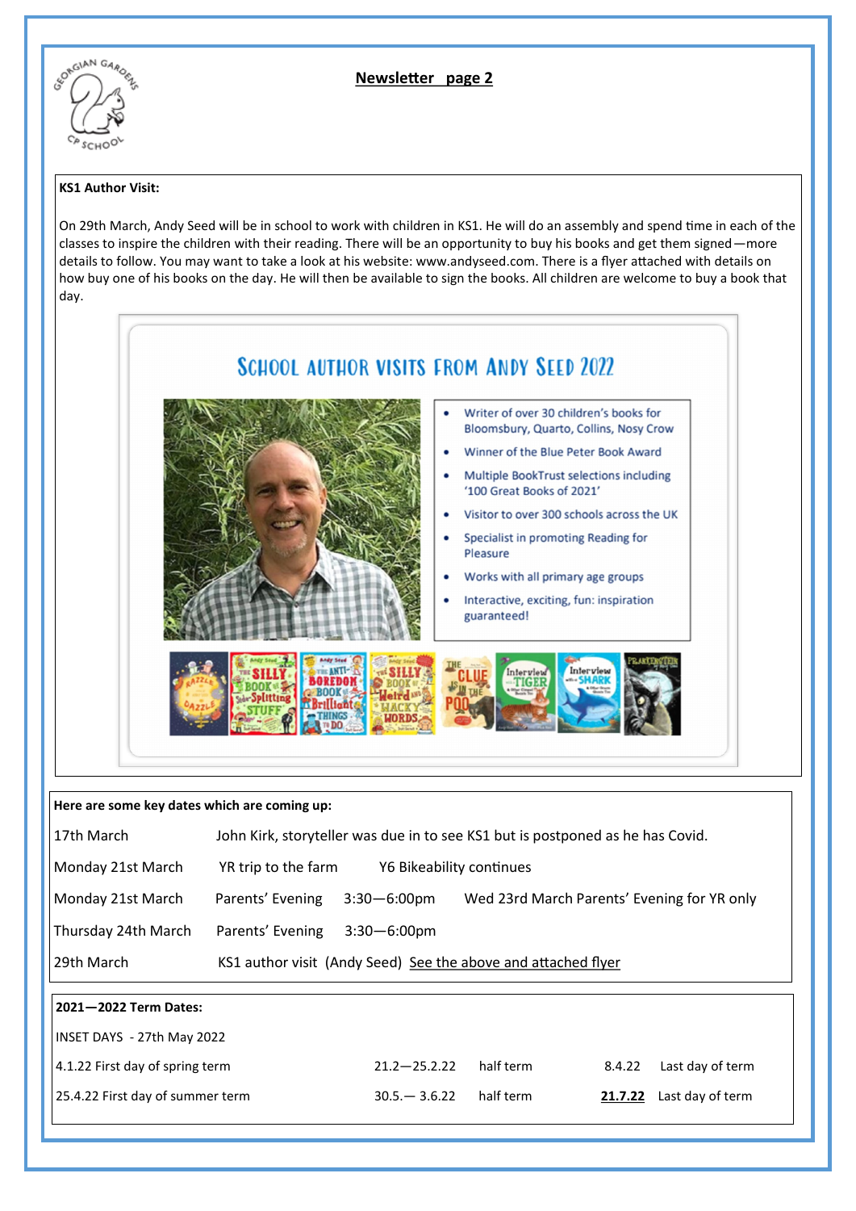## Newsletter page 2

**KS1 Author Visit:**

On 29th March, Andy Seed will be in school to work with children in KS1. He will do an assembly and spend time in each of the classes to inspire the children with their reading. There will be an opportunity to buy his books and get them signed—more details to follow. You may want to take a look at his website: www.andyseed.com. There is a flyer attached with details on how buy one of his books on the day. He will then be available to sign the books. All children are welcome to buy a book that day.

### School Author Visits from Andy Seed 2022

- Writer of over 30 children's books for Bloomsbury, Quarto, Collins, Nosy Crow
- Winner of the Blue Peter Book Award
- Multiple BookTrust selections including '100 Great Books of 2021'
- Visitor to over 300 schools across the UK
- Specialist in promoting Reading for Pleasure
- Works with all primary age groups
- Interactive, exciting, fun: inspiration guaranteed!

**Here are some key dates which are coming up:**

| | | | | |
|---|---|---|---|---|
| 17th March | John Kirk, storyteller was due in to see KS1 but is postponed as he has Covid. | | | |
| Monday 21st March | YR trip to the farm | Y6 Bikeability continues | | |
| Monday 21st March | Parents' Evening | 3:30—6:00pm | Wed 23rd March Parents' Evening for YR only | |
| Thursday 24th March | Parents' Evening | 3:30—6:00pm | | |
| 29th March | KS1 author visit (Andy Seed) See the above and attached flyer | | | |

**2021—2022 Term Dates:**

INSET DAYS - 27th May 2022

| | | | | |
|---|---|---|---|---|
| 4.1.22 First day of spring term | 21.2—25.2.22 | half term | 8.4.22 | Last day of term |
| 25.4.22 First day of summer term | 30.5.— 3.6.22 | half term | **21.7.22** | Last day of term |